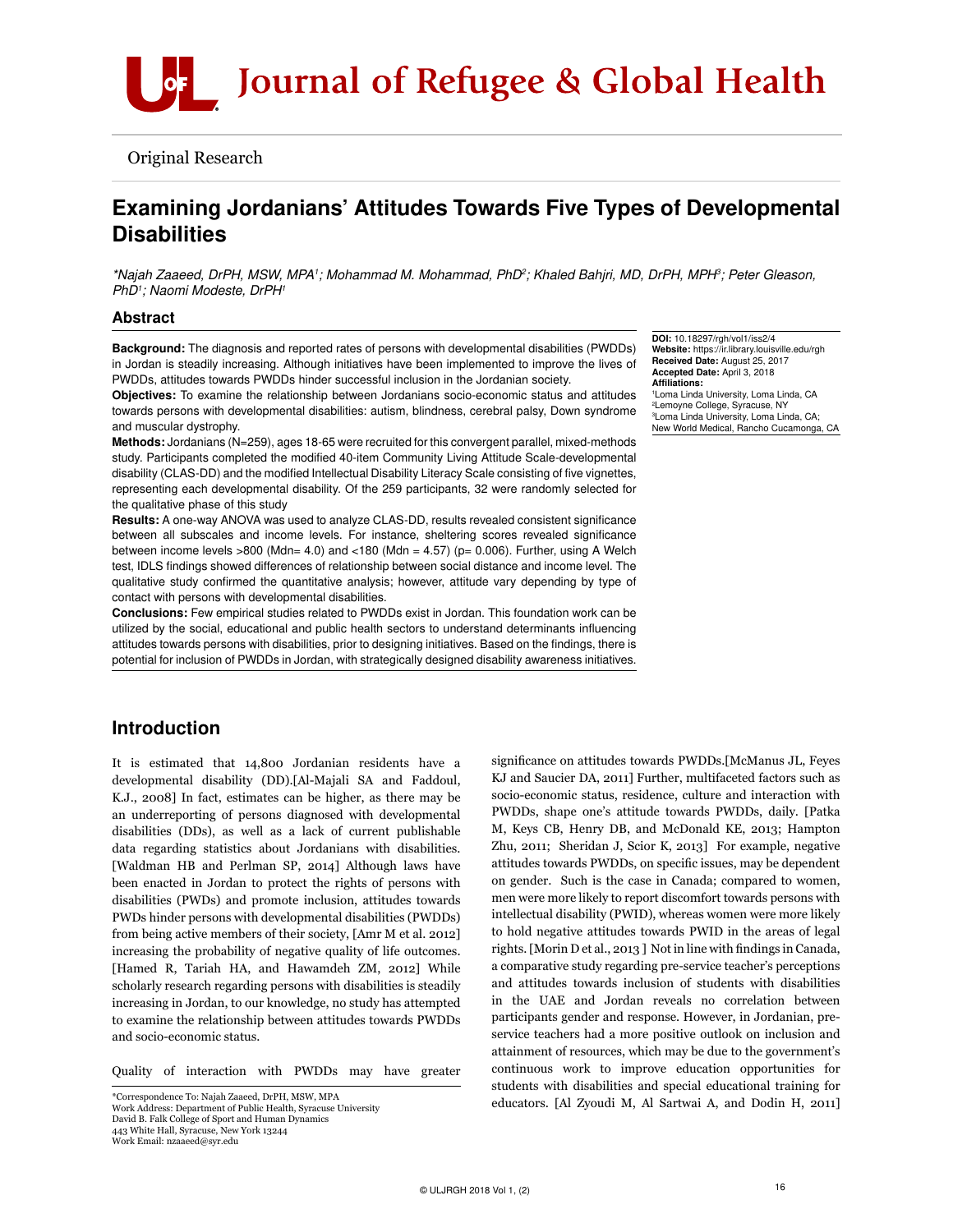Original Research

# Examining Jordanians' Attitudes Towards Five Types of Developmental Disabilities

*\*Najah Zaaeed, DrPH, MSW, MPA[1]; Mohammad M. Mohammad, PhD[2]; Khaled Bahjri, MD, DrPH, MPH[3]; Peter Gleason, PhD[1]; Naomi Modeste, DrPH[1]*

## Abstract

**Background:** The diagnosis and reported rates of persons with developmental disabilities (PWDDs) in Jordan is steadily increasing. Although initiatives have been implemented to improve the lives of PWDDs, attitudes towards PWDDs hinder successful inclusion in the Jordanian society.

**Objectives:** To examine the relationship between Jordanians socio-economic status and attitudes towards persons with developmental disabilities: autism, blindness, cerebral palsy, Down syndrome and muscular dystrophy.

**Methods:** Jordanians (N=259), ages 18-65 were recruited for this convergent parallel, mixed-methods study. Participants completed the modified 40-item Community Living Attitude Scale-developmental disability (CLAS-DD) and the modified Intellectual Disability Literacy Scale consisting of five vignettes, representing each developmental disability. Of the 259 participants, 32 were randomly selected for the qualitative phase of this study

**Results:** A one-way ANOVA was used to analyze CLAS-DD, results revealed consistent significance between all subscales and income levels. For instance, sheltering scores revealed significance between income levels >800 (Mdn= 4.0) and <180 (Mdn = 4.57) (p= 0.006). Further, using A Welch test, IDLS findings showed differences of relationship between social distance and income level. The qualitative study confirmed the quantitative analysis; however, attitude vary depending by type of contact with persons with developmental disabilities.

**Conclusions:** Few empirical studies related to PWDDs exist in Jordan. This foundation work can be utilized by the social, educational and public health sectors to understand determinants influencing attitudes towards persons with disabilities, prior to designing initiatives. Based on the findings, there is potential for inclusion of PWDDs in Jordan, with strategically designed disability awareness initiatives.

**DOI:** 10.18297/rgh/vol1/iss2/4
**Website:** https://ir.library.louisville.edu/rgh
**Received Date:** August 25, 2017
**Accepted Date:** April 3, 2018
**Affiliations:**
[1]Loma Linda University, Loma Linda, CA
[2]Lemoyne College, Syracuse, NY
[3]Loma Linda University, Loma Linda, CA; New World Medical, Rancho Cucamonga, CA

## Introduction

It is estimated that 14,800 Jordanian residents have a developmental disability (DD).[Al-Majali SA and Faddoul, K.J., 2008] In fact, estimates can be higher, as there may be an underreporting of persons diagnosed with developmental disabilities (DDs), as well as a lack of current publishable data regarding statistics about Jordanians with disabilities. [Waldman HB and Perlman SP, 2014] Although laws have been enacted in Jordan to protect the rights of persons with disabilities (PWDs) and promote inclusion, attitudes towards PWDs hinder persons with developmental disabilities (PWDDs) from being active members of their society, [Amr M et al. 2012] increasing the probability of negative quality of life outcomes. [Hamed R, Tariah HA, and Hawamdeh ZM, 2012] While scholarly research regarding persons with disabilities is steadily increasing in Jordan, to our knowledge, no study has attempted to examine the relationship between attitudes towards PWDDs and socio-economic status.

Quality of interaction with PWDDs may have greater significance on attitudes towards PWDDs.[McManus JL, Feyes KJ and Saucier DA, 2011] Further, multifaceted factors such as socio-economic status, residence, culture and interaction with PWDDs, shape one's attitude towards PWDDs, daily. [Patka M, Keys CB, Henry DB, and McDonald KE, 2013; Hampton Zhu, 2011; Sheridan J, Scior K, 2013] For example, negative attitudes towards PWDDs, on specific issues, may be dependent on gender. Such is the case in Canada; compared to women, men were more likely to report discomfort towards persons with intellectual disability (PWID), whereas women were more likely to hold negative attitudes towards PWID in the areas of legal rights. [Morin D et al., 2013 ] Not in line with findings in Canada, a comparative study regarding pre-service teacher's perceptions and attitudes towards inclusion of students with disabilities in the UAE and Jordan reveals no correlation between participants gender and response. However, in Jordanian, pre-service teachers had a more positive outlook on inclusion and attainment of resources, which may be due to the government's continuous work to improve education opportunities for students with disabilities and special educational training for educators. [Al Zyoudi M, Al Sartwai A, and Dodin H, 2011]

\*Correspondence To: Najah Zaaeed, DrPH, MSW, MPA
Work Address: Department of Public Health, Syracuse University
David B. Falk College of Sport and Human Dynamics
443 White Hall, Syracuse, New York 13244
Work Email: nzaaeed@syr.edu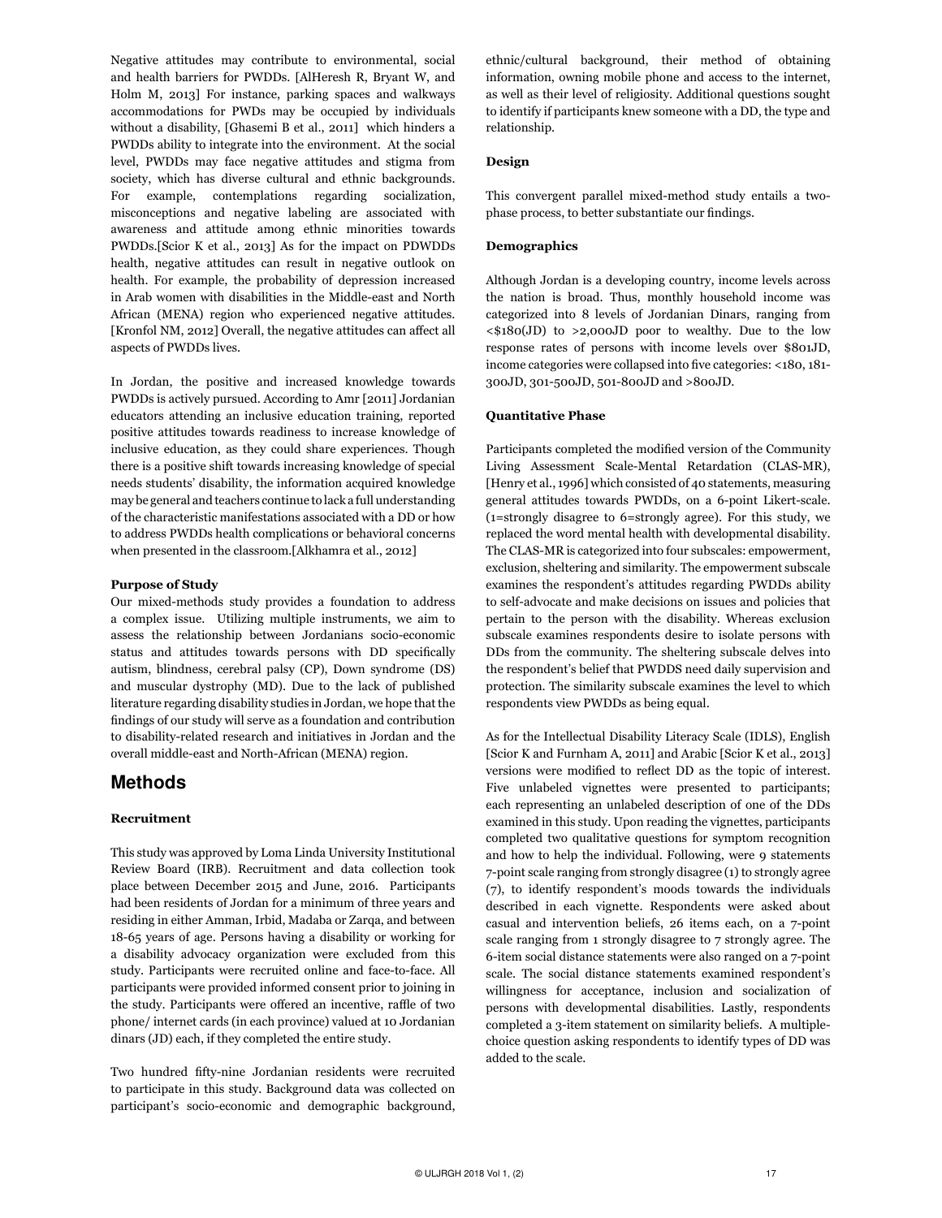Negative attitudes may contribute to environmental, social and health barriers for PWDDs. [AlHeresh R, Bryant W, and Holm M, 2013] For instance, parking spaces and walkways accommodations for PWDs may be occupied by individuals without a disability, [Ghasemi B et al., 2011] which hinders a PWDDs ability to integrate into the environment. At the social level, PWDDs may face negative attitudes and stigma from society, which has diverse cultural and ethnic backgrounds. For example, contemplations regarding socialization, misconceptions and negative labeling are associated with awareness and attitude among ethnic minorities towards PWDDs.[Scior K et al., 2013] As for the impact on PDWDDs health, negative attitudes can result in negative outlook on health. For example, the probability of depression increased in Arab women with disabilities in the Middle-east and North African (MENA) region who experienced negative attitudes. [Kronfol NM, 2012] Overall, the negative attitudes can affect all aspects of PWDDs lives.

In Jordan, the positive and increased knowledge towards PWDDs is actively pursued. According to Amr [2011] Jordanian educators attending an inclusive education training, reported positive attitudes towards readiness to increase knowledge of inclusive education, as they could share experiences. Though there is a positive shift towards increasing knowledge of special needs students' disability, the information acquired knowledge may be general and teachers continue to lack a full understanding of the characteristic manifestations associated with a DD or how to address PWDDs health complications or behavioral concerns when presented in the classroom.[Alkhamra et al., 2012]

**Purpose of Study**

Our mixed-methods study provides a foundation to address a complex issue. Utilizing multiple instruments, we aim to assess the relationship between Jordanians socio-economic status and attitudes towards persons with DD specifically autism, blindness, cerebral palsy (CP), Down syndrome (DS) and muscular dystrophy (MD). Due to the lack of published literature regarding disability studies in Jordan, we hope that the findings of our study will serve as a foundation and contribution to disability-related research and initiatives in Jordan and the overall middle-east and North-African (MENA) region.

## Methods

**Recruitment**

This study was approved by Loma Linda University Institutional Review Board (IRB). Recruitment and data collection took place between December 2015 and June, 2016. Participants had been residents of Jordan for a minimum of three years and residing in either Amman, Irbid, Madaba or Zarqa, and between 18-65 years of age. Persons having a disability or working for a disability advocacy organization were excluded from this study. Participants were recruited online and face-to-face. All participants were provided informed consent prior to joining in the study. Participants were offered an incentive, raffle of two phone/ internet cards (in each province) valued at 10 Jordanian dinars (JD) each, if they completed the entire study.

Two hundred fifty-nine Jordanian residents were recruited to participate in this study. Background data was collected on participant's socio-economic and demographic background, ethnic/cultural background, their method of obtaining information, owning mobile phone and access to the internet, as well as their level of religiosity. Additional questions sought to identify if participants knew someone with a DD, the type and relationship.

**Design**

This convergent parallel mixed-method study entails a two-phase process, to better substantiate our findings.

**Demographics**

Although Jordan is a developing country, income levels across the nation is broad. Thus, monthly household income was categorized into 8 levels of Jordanian Dinars, ranging from <$180(JD) to >2,000JD poor to wealthy. Due to the low response rates of persons with income levels over $801JD, income categories were collapsed into five categories: <180, 181-300JD, 301-500JD, 501-800JD and >800JD.

**Quantitative Phase**

Participants completed the modified version of the Community Living Assessment Scale-Mental Retardation (CLAS-MR), [Henry et al., 1996] which consisted of 40 statements, measuring general attitudes towards PWDDs, on a 6-point Likert-scale. (1=strongly disagree to 6=strongly agree). For this study, we replaced the word mental health with developmental disability. The CLAS-MR is categorized into four subscales: empowerment, exclusion, sheltering and similarity. The empowerment subscale examines the respondent's attitudes regarding PWDDs ability to self-advocate and make decisions on issues and policies that pertain to the person with the disability. Whereas exclusion subscale examines respondents desire to isolate persons with DDs from the community. The sheltering subscale delves into the respondent's belief that PWDDS need daily supervision and protection. The similarity subscale examines the level to which respondents view PWDDs as being equal.

As for the Intellectual Disability Literacy Scale (IDLS), English [Scior K and Furnham A, 2011] and Arabic [Scior K et al., 2013] versions were modified to reflect DD as the topic of interest. Five unlabeled vignettes were presented to participants; each representing an unlabeled description of one of the DDs examined in this study. Upon reading the vignettes, participants completed two qualitative questions for symptom recognition and how to help the individual. Following, were 9 statements 7-point scale ranging from strongly disagree (1) to strongly agree (7), to identify respondent's moods towards the individuals described in each vignette. Respondents were asked about casual and intervention beliefs, 26 items each, on a 7-point scale ranging from 1 strongly disagree to 7 strongly agree. The 6-item social distance statements were also ranged on a 7-point scale. The social distance statements examined respondent's willingness for acceptance, inclusion and socialization of persons with developmental disabilities. Lastly, respondents completed a 3-item statement on similarity beliefs. A multiple-choice question asking respondents to identify types of DD was added to the scale.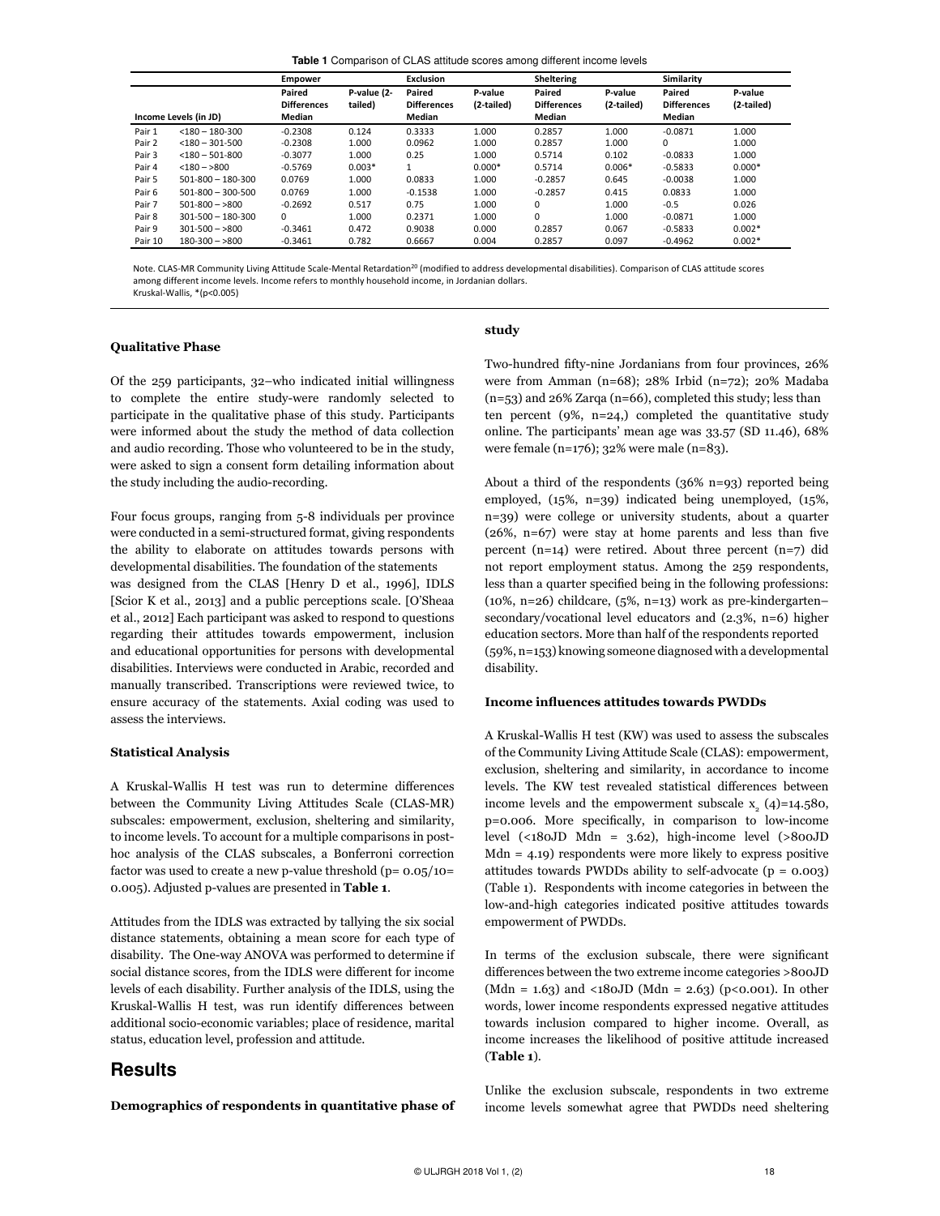**Table 1** Comparison of CLAS attitude scores among different income levels

| | | Empower | | Exclusion | | Sheltering | | Similarity | |
|---|---|---|---|---|---|---|---|---|---|
| Income Levels (in JD) | | Paired Differences Median | P-value (2-tailed) | Paired Differences Median | P-value (2-tailed) | Paired Differences Median | P-value (2-tailed) | Paired Differences Median | P-value (2-tailed) |
| Pair 1 | <180 – 180-300 | -0.2308 | 0.124 | 0.3333 | 1.000 | 0.2857 | 1.000 | -0.0871 | 1.000 |
| Pair 2 | <180 – 301-500 | -0.2308 | 1.000 | 0.0962 | 1.000 | 0.2857 | 1.000 | 0 | 1.000 |
| Pair 3 | <180 – 501-800 | -0.3077 | 1.000 | 0.25 | 1.000 | 0.5714 | 0.102 | -0.0833 | 1.000 |
| Pair 4 | <180 – >800 | -0.5769 | 0.003* | 1 | 0.000* | 0.5714 | 0.006* | -0.5833 | 0.000* |
| Pair 5 | 501-800 – 180-300 | 0.0769 | 1.000 | 0.0833 | 1.000 | -0.2857 | 0.645 | -0.0038 | 1.000 |
| Pair 6 | 501-800 – 300-500 | 0.0769 | 1.000 | -0.1538 | 1.000 | -0.2857 | 0.415 | 0.0833 | 1.000 |
| Pair 7 | 501-800 – >800 | -0.2692 | 0.517 | 0.75 | 1.000 | 0 | 1.000 | -0.5 | 0.026 |
| Pair 8 | 301-500 – 180-300 | 0 | 1.000 | 0.2371 | 1.000 | 0 | 1.000 | -0.0871 | 1.000 |
| Pair 9 | 301-500 – >800 | -0.3461 | 0.472 | 0.9038 | 0.000 | 0.2857 | 0.067 | -0.5833 | 0.002* |
| Pair 10 | 180-300 – >800 | -0.3461 | 0.782 | 0.6667 | 0.004 | 0.2857 | 0.097 | -0.4962 | 0.002* |

Note. CLAS-MR Community Living Attitude Scale-Mental Retardation[20] (modified to address developmental disabilities). Comparison of CLAS attitude scores among different income levels. Income refers to monthly household income, in Jordanian dollars.
Kruskal-Wallis, *(p<0.005)

**Qualitative Phase**

Of the 259 participants, 32–who indicated initial willingness to complete the entire study-were randomly selected to participate in the qualitative phase of this study. Participants were informed about the study the method of data collection and audio recording. Those who volunteered to be in the study, were asked to sign a consent form detailing information about the study including the audio-recording.

Four focus groups, ranging from 5-8 individuals per province were conducted in a semi-structured format, giving respondents the ability to elaborate on attitudes towards persons with developmental disabilities. The foundation of the statements was designed from the CLAS [Henry D et al., 1996], IDLS [Scior K et al., 2013] and a public perceptions scale. [O'Sheaa et al., 2012] Each participant was asked to respond to questions regarding their attitudes towards empowerment, inclusion and educational opportunities for persons with developmental disabilities. Interviews were conducted in Arabic, recorded and manually transcribed. Transcriptions were reviewed twice, to ensure accuracy of the statements. Axial coding was used to assess the interviews.

**Statistical Analysis**

A Kruskal-Wallis H test was run to determine differences between the Community Living Attitudes Scale (CLAS-MR) subscales: empowerment, exclusion, sheltering and similarity, to income levels. To account for a multiple comparisons in post-hoc analysis of the CLAS subscales, a Bonferroni correction factor was used to create a new p-value threshold (p= 0.05/10= 0.005). Adjusted p-values are presented in **Table 1**.

Attitudes from the IDLS was extracted by tallying the six social distance statements, obtaining a mean score for each type of disability. The One-way ANOVA was performed to determine if social distance scores, from the IDLS were different for income levels of each disability. Further analysis of the IDLS, using the Kruskal-Wallis H test, was run identify differences between additional socio-economic variables; place of residence, marital status, education level, profession and attitude.

## Results

**Demographics of respondents in quantitative phase of study**

Two-hundred fifty-nine Jordanians from four provinces, 26% were from Amman (n=68); 28% Irbid (n=72); 20% Madaba (n=53) and 26% Zarqa (n=66), completed this study; less than ten percent (9%, n=24,) completed the quantitative study online. The participants' mean age was 33.57 (SD 11.46), 68% were female (n=176); 32% were male (n=83).

About a third of the respondents (36% n=93) reported being employed, (15%, n=39) indicated being unemployed, (15%, n=39) were college or university students, about a quarter (26%, n=67) were stay at home parents and less than five percent (n=14) were retired. About three percent (n=7) did not report employment status. Among the 259 respondents, less than a quarter specified being in the following professions: (10%, n=26) childcare, (5%, n=13) work as pre-kindergarten–secondary/vocational level educators and (2.3%, n=6) higher education sectors. More than half of the respondents reported (59%, n=153) knowing someone diagnosed with a developmental disability.

**Income influences attitudes towards PWDDs**

A Kruskal-Wallis H test (KW) was used to assess the subscales of the Community Living Attitude Scale (CLAS): empowerment, exclusion, sheltering and similarity, in accordance to income levels. The KW test revealed statistical differences between income levels and the empowerment subscale $x_2$ (4)=14.580, p=0.006. More specifically, in comparison to low-income level (<180JD Mdn = 3.62), high-income level (>800JD Mdn = 4.19) respondents were more likely to express positive attitudes towards PWDDs ability to self-advocate (p = 0.003) (Table 1). Respondents with income categories in between the low-and-high categories indicated positive attitudes towards empowerment of PWDDs.

In terms of the exclusion subscale, there were significant differences between the two extreme income categories >800JD (Mdn = 1.63) and <180JD (Mdn = 2.63) (p<0.001). In other words, lower income respondents expressed negative attitudes towards inclusion compared to higher income. Overall, as income increases the likelihood of positive attitude increased (**Table 1**).

Unlike the exclusion subscale, respondents in two extreme income levels somewhat agree that PWDDs need sheltering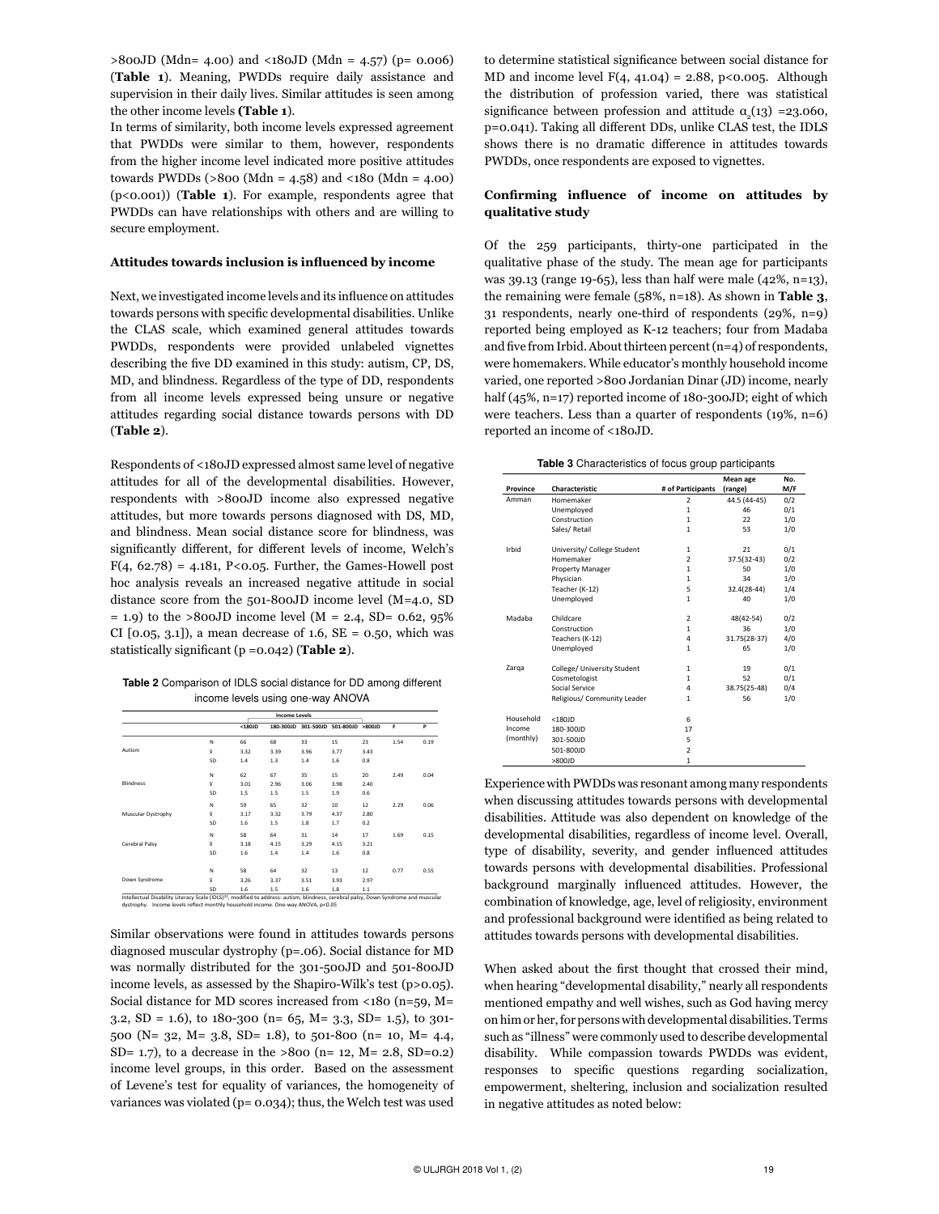>800JD (Mdn= 4.00) and <180JD (Mdn = 4.57) (p= 0.006) (**Table 1**). Meaning, PWDDs require daily assistance and supervision in their daily lives. Similar attitudes is seen among the other income levels **(Table 1)**.

In terms of similarity, both income levels expressed agreement that PWDDs were similar to them, however, respondents from the higher income level indicated more positive attitudes towards PWDDs (>800 (Mdn = 4.58) and <180 (Mdn = 4.00) (p<0.001)) (**Table 1**). For example, respondents agree that PWDDs can have relationships with others and are willing to secure employment.

**Attitudes towards inclusion is influenced by income**

Next, we investigated income levels and its influence on attitudes towards persons with specific developmental disabilities. Unlike the CLAS scale, which examined general attitudes towards PWDDs, respondents were provided unlabeled vignettes describing the five DD examined in this study: autism, CP, DS, MD, and blindness. Regardless of the type of DD, respondents from all income levels expressed being unsure or negative attitudes regarding social distance towards persons with DD (**Table 2**).

Respondents of <180JD expressed almost same level of negative attitudes for all of the developmental disabilities. However, respondents with >800JD income also expressed negative attitudes, but more towards persons diagnosed with DS, MD, and blindness. Mean social distance score for blindness, was significantly different, for different levels of income, Welch's $F(4, 62.78) = 4.181$, $P<0.05$. Further, the Games-Howell post hoc analysis reveals an increased negative attitude in social distance score from the 501-800JD income level (M=4.0, SD = 1.9) to the >800JD income level (M = 2.4, SD= 0.62, 95% CI [0.05, 3.1]), a mean decrease of 1.6, SE = 0.50, which was statistically significant (p =0.042) (**Table 2**).

**Table 2** Comparison of IDLS social distance for DD among different income levels using one-way ANOVA

| | | Income Levels | | | | | | |
|---|---|---|---|---|---|---|---|---|
| | | <180JD | 180-300JD | 301-500JD | 501-800JD | >800JD | F | P |
| Autism | N | 66 | 68 | 33 | 15 | 23 | 1.54 | 0.19 |
| | x̄ | 3.32 | 3.39 | 3.96 | 3.77 | 3.43 | | |
| | SD | 1.4 | 1.3 | 1.4 | 1.6 | 0.8 | | |
| Blindness | N | 62 | 67 | 35 | 15 | 20 | 2.49 | 0.04 |
| | x̄ | 3.01 | 2.96 | 3.06 | 3.98 | 2.40 | | |
| | SD | 1.5 | 1.5 | 1.5 | 1.9 | 0.6 | | |
| Muscular Dystrophy | N | 59 | 65 | 32 | 10 | 12 | 2.29 | 0.06 |
| | x̄ | 3.17 | 3.32 | 3.79 | 4.37 | 2.80 | | |
| | SD | 1.6 | 1.5 | 1.8 | 1.7 | 0.2 | | |
| Cerebral Palsy | N | 58 | 64 | 31 | 14 | 17 | 1.69 | 0.15 |
| | x̄ | 3.18 | 4.15 | 3.29 | 4.15 | 3.21 | | |
| | SD | 1.6 | 1.4 | 1.4 | 1.6 | 0.8 | | |
| Down Syndrome | N | 58 | 64 | 32 | 13 | 12 | 0.77 | 0.55 |
| | x̄ | 3.26 | 3.37 | 3.51 | 3.93 | 2.97 | | |
| | SD | 1.6 | 1.5 | 1.6 | 1.8 | 1.1 | | |

Intellectual Disability Literacy Scale (IDLS)[22], modified to address: autism, blindness, cerebral palsy, Down Syndrome and muscular dystrophy. Income levels reflect monthly household income. One-way ANOVA, p<0.05

Similar observations were found in attitudes towards persons diagnosed muscular dystrophy (p=.06). Social distance for MD was normally distributed for the 301-500JD and 501-800JD income levels, as assessed by the Shapiro-Wilk's test (p>0.05). Social distance for MD scores increased from <180 (n=59, M= 3.2, SD = 1.6), to 180-300 (n= 65, M= 3.3, SD= 1.5), to 301-500 (N= 32, M= 3.8, SD= 1.8), to 501-800 (n= 10, M= 4.4, SD= 1.7), to a decrease in the >800 (n= 12, M= 2.8, SD=0.2) income level groups, in this order. Based on the assessment of Levene's test for equality of variances, the homogeneity of variances was violated (p= 0.034); thus, the Welch test was used to determine statistical significance between social distance for MD and income level $F(4, 41.04) = 2.88$, $p<0.005$. Although the distribution of profession varied, there was statistical significance between profession and attitude $\alpha_2(13) = 23.060$, p=0.041). Taking all different DDs, unlike CLAS test, the IDLS shows there is no dramatic difference in attitudes towards PWDDs, once respondents are exposed to vignettes.

**Confirming influence of income on attitudes by qualitative study**

Of the 259 participants, thirty-one participated in the qualitative phase of the study. The mean age for participants was 39.13 (range 19-65), less than half were male (42%, n=13), the remaining were female (58%, n=18). As shown in **Table 3**, 31 respondents, nearly one-third of respondents (29%, n=9) reported being employed as K-12 teachers; four from Madaba and five from Irbid. About thirteen percent (n=4) of respondents, were homemakers. While educator's monthly household income varied, one reported >800 Jordanian Dinar (JD) income, nearly half (45%, n=17) reported income of 180-300JD; eight of which were teachers. Less than a quarter of respondents (19%, n=6) reported an income of <180JD.

**Table 3** Characteristics of focus group participants

| Province | Characteristic | # of Participants | Mean age (range) | No. M/F |
|---|---|---|---|---|
| Amman | Homemaker | 2 | 44.5 (44-45) | 0/2 |
| | Unemployed | 1 | 46 | 0/1 |
| | Construction | 1 | 22 | 1/0 |
| | Sales/ Retail | 1 | 53 | 1/0 |
| Irbid | University/ College Student | 1 | 21 | 0/1 |
| | Homemaker | 2 | 37.5(32-43) | 0/2 |
| | Property Manager | 1 | 50 | 1/0 |
| | Physician | 1 | 34 | 1/0 |
| | Teacher (K-12) | 5 | 32.4(28-44) | 1/4 |
| | Unemployed | 1 | 40 | 1/0 |
| Madaba | Childcare | 2 | 48(42-54) | 0/2 |
| | Construction | 1 | 36 | 1/0 |
| | Teachers (K-12) | 4 | 31.75(28-37) | 4/0 |
| | Unemployed | 1 | 65 | 1/0 |
| Zarqa | College/ University Student | 1 | 19 | 0/1 |
| | Cosmetologist | 1 | 52 | 0/1 |
| | Social Service | 4 | 38.75(25-48) | 0/4 |
| | Religious/ Community Leader | 1 | 56 | 1/0 |
| Household Income (monthly) | <180JD | 6 | | |
| | 180-300JD | 17 | | |
| | 301-500JD | 5 | | |
| | 501-800JD | 2 | | |
| | >800JD | 1 | | |

Experience with PWDDs was resonant among many respondents when discussing attitudes towards persons with developmental disabilities. Attitude was also dependent on knowledge of the developmental disabilities, regardless of income level. Overall, type of disability, severity, and gender influenced attitudes towards persons with developmental disabilities. Professional background marginally influenced attitudes. However, the combination of knowledge, age, level of religiosity, environment and professional background were identified as being related to attitudes towards persons with developmental disabilities.

When asked about the first thought that crossed their mind, when hearing "developmental disability," nearly all respondents mentioned empathy and well wishes, such as God having mercy on him or her, for persons with developmental disabilities. Terms such as "illness" were commonly used to describe developmental disability. While compassion towards PWDDs was evident, responses to specific questions regarding socialization, empowerment, sheltering, inclusion and socialization resulted in negative attitudes as noted below: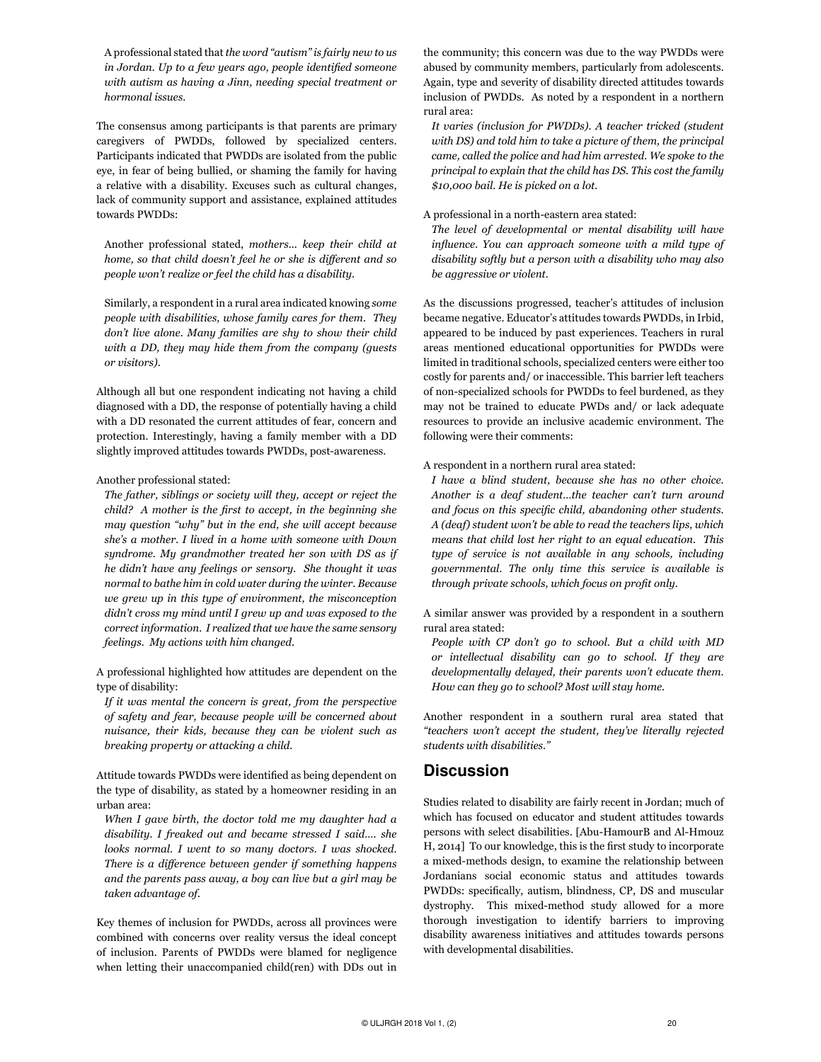A professional stated that *the word "autism" is fairly new to us in Jordan. Up to a few years ago, people identified someone with autism as having a Jinn, needing special treatment or hormonal issues.*

The consensus among participants is that parents are primary caregivers of PWDDs, followed by specialized centers. Participants indicated that PWDDs are isolated from the public eye, in fear of being bullied, or shaming the family for having a relative with a disability. Excuses such as cultural changes, lack of community support and assistance, explained attitudes towards PWDDs:

Another professional stated, *mothers... keep their child at home, so that child doesn't feel he or she is different and so people won't realize or feel the child has a disability.*

Similarly, a respondent in a rural area indicated knowing *some people with disabilities, whose family cares for them. They don't live alone. Many families are shy to show their child with a DD, they may hide them from the company (guests or visitors).*

Although all but one respondent indicating not having a child diagnosed with a DD, the response of potentially having a child with a DD resonated the current attitudes of fear, concern and protection. Interestingly, having a family member with a DD slightly improved attitudes towards PWDDs, post-awareness.

Another professional stated:

*The father, siblings or society will they, accept or reject the child? A mother is the first to accept, in the beginning she may question "why" but in the end, she will accept because she's a mother. I lived in a home with someone with Down syndrome. My grandmother treated her son with DS as if he didn't have any feelings or sensory. She thought it was normal to bathe him in cold water during the winter. Because we grew up in this type of environment, the misconception didn't cross my mind until I grew up and was exposed to the correct information. I realized that we have the same sensory feelings. My actions with him changed.*

A professional highlighted how attitudes are dependent on the type of disability:

*If it was mental the concern is great, from the perspective of safety and fear, because people will be concerned about nuisance, their kids, because they can be violent such as breaking property or attacking a child.*

Attitude towards PWDDs were identified as being dependent on the type of disability, as stated by a homeowner residing in an urban area:

*When I gave birth, the doctor told me my daughter had a disability. I freaked out and became stressed I said.... she looks normal. I went to so many doctors. I was shocked. There is a difference between gender if something happens and the parents pass away, a boy can live but a girl may be taken advantage of.*

Key themes of inclusion for PWDDs, across all provinces were combined with concerns over reality versus the ideal concept of inclusion. Parents of PWDDs were blamed for negligence when letting their unaccompanied child(ren) with DDs out in the community; this concern was due to the way PWDDs were abused by community members, particularly from adolescents. Again, type and severity of disability directed attitudes towards inclusion of PWDDs. As noted by a respondent in a northern rural area:

*It varies (inclusion for PWDDs). A teacher tricked (student with DS) and told him to take a picture of them, the principal came, called the police and had him arrested. We spoke to the principal to explain that the child has DS. This cost the family $10,000 bail. He is picked on a lot.*

A professional in a north-eastern area stated:

*The level of developmental or mental disability will have influence. You can approach someone with a mild type of disability softly but a person with a disability who may also be aggressive or violent.*

As the discussions progressed, teacher's attitudes of inclusion became negative. Educator's attitudes towards PWDDs, in Irbid, appeared to be induced by past experiences. Teachers in rural areas mentioned educational opportunities for PWDDs were limited in traditional schools, specialized centers were either too costly for parents and/ or inaccessible. This barrier left teachers of non-specialized schools for PWDDs to feel burdened, as they may not be trained to educate PWDs and/ or lack adequate resources to provide an inclusive academic environment. The following were their comments:

A respondent in a northern rural area stated:

*I have a blind student, because she has no other choice. Another is a deaf student...the teacher can't turn around and focus on this specific child, abandoning other students. A (deaf) student won't be able to read the teachers lips, which means that child lost her right to an equal education. This type of service is not available in any schools, including governmental. The only time this service is available is through private schools, which focus on profit only.*

A similar answer was provided by a respondent in a southern rural area stated:

*People with CP don't go to school. But a child with MD or intellectual disability can go to school. If they are developmentally delayed, their parents won't educate them. How can they go to school? Most will stay home.*

Another respondent in a southern rural area stated that *"teachers won't accept the student, they've literally rejected students with disabilities."*

## Discussion

Studies related to disability are fairly recent in Jordan; much of which has focused on educator and student attitudes towards persons with select disabilities. [Abu-HamourB and Al-Hmouz H, 2014] To our knowledge, this is the first study to incorporate a mixed-methods design, to examine the relationship between Jordanians social economic status and attitudes towards PWDDs: specifically, autism, blindness, CP, DS and muscular dystrophy. This mixed-method study allowed for a more thorough investigation to identify barriers to improving disability awareness initiatives and attitudes towards persons with developmental disabilities.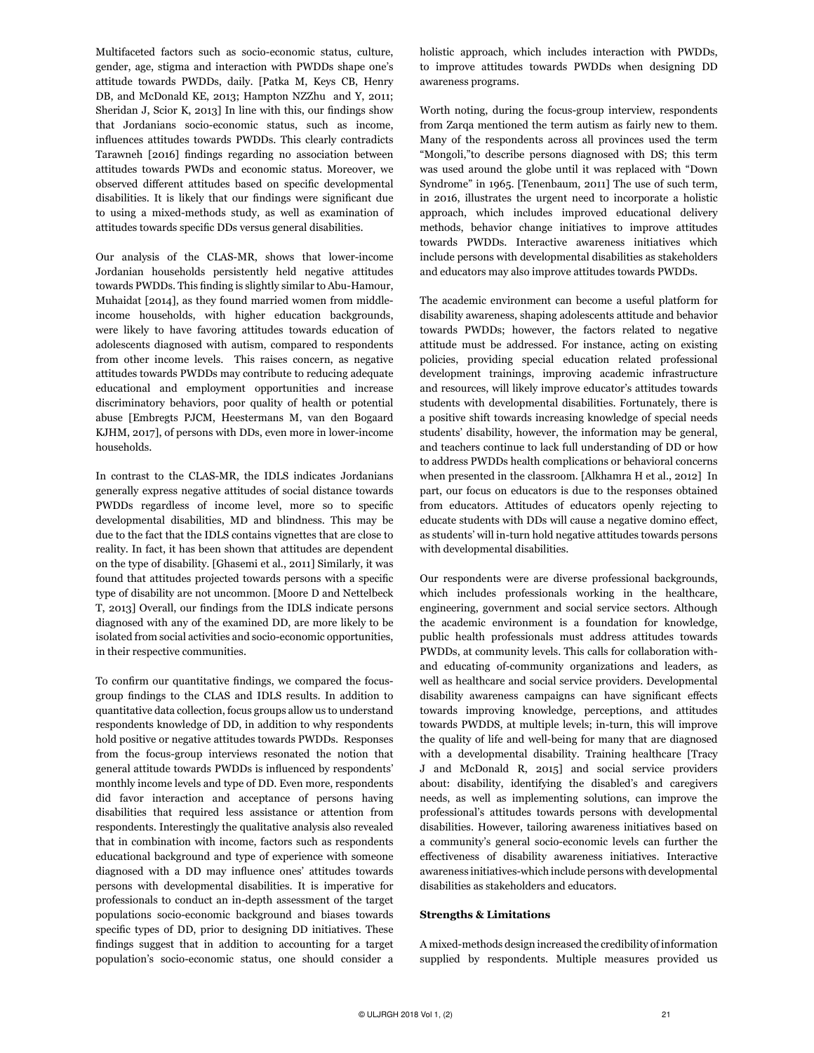Multifaceted factors such as socio-economic status, culture, gender, age, stigma and interaction with PWDDs shape one's attitude towards PWDDs, daily. [Patka M, Keys CB, Henry DB, and McDonald KE, 2013; Hampton NZZhu and Y, 2011; Sheridan J, Scior K, 2013] In line with this, our findings show that Jordanians socio-economic status, such as income, influences attitudes towards PWDDs. This clearly contradicts Tarawneh [2016] findings regarding no association between attitudes towards PWDs and economic status. Moreover, we observed different attitudes based on specific developmental disabilities. It is likely that our findings were significant due to using a mixed-methods study, as well as examination of attitudes towards specific DDs versus general disabilities.

Our analysis of the CLAS-MR, shows that lower-income Jordanian households persistently held negative attitudes towards PWDDs. This finding is slightly similar to Abu-Hamour, Muhaidat [2014], as they found married women from middle-income households, with higher education backgrounds, were likely to have favoring attitudes towards education of adolescents diagnosed with autism, compared to respondents from other income levels. This raises concern, as negative attitudes towards PWDDs may contribute to reducing adequate educational and employment opportunities and increase discriminatory behaviors, poor quality of health or potential abuse [Embregts PJCM, Heestermans M, van den Bogaard KJHM, 2017], of persons with DDs, even more in lower-income households.

In contrast to the CLAS-MR, the IDLS indicates Jordanians generally express negative attitudes of social distance towards PWDDs regardless of income level, more so to specific developmental disabilities, MD and blindness. This may be due to the fact that the IDLS contains vignettes that are close to reality. In fact, it has been shown that attitudes are dependent on the type of disability. [Ghasemi et al., 2011] Similarly, it was found that attitudes projected towards persons with a specific type of disability are not uncommon. [Moore D and Nettelbeck T, 2013] Overall, our findings from the IDLS indicate persons diagnosed with any of the examined DD, are more likely to be isolated from social activities and socio-economic opportunities, in their respective communities.

To confirm our quantitative findings, we compared the focus-group findings to the CLAS and IDLS results. In addition to quantitative data collection, focus groups allow us to understand respondents knowledge of DD, in addition to why respondents hold positive or negative attitudes towards PWDDs. Responses from the focus-group interviews resonated the notion that general attitude towards PWDDs is influenced by respondents' monthly income levels and type of DD. Even more, respondents did favor interaction and acceptance of persons having disabilities that required less assistance or attention from respondents. Interestingly the qualitative analysis also revealed that in combination with income, factors such as respondents educational background and type of experience with someone diagnosed with a DD may influence ones' attitudes towards persons with developmental disabilities. It is imperative for professionals to conduct an in-depth assessment of the target populations socio-economic background and biases towards specific types of DD, prior to designing DD initiatives. These findings suggest that in addition to accounting for a target population's socio-economic status, one should consider a holistic approach, which includes interaction with PWDDs, to improve attitudes towards PWDDs when designing DD awareness programs.

Worth noting, during the focus-group interview, respondents from Zarqa mentioned the term autism as fairly new to them. Many of the respondents across all provinces used the term "Mongoli,"to describe persons diagnosed with DS; this term was used around the globe until it was replaced with "Down Syndrome" in 1965. [Tenenbaum, 2011] The use of such term, in 2016, illustrates the urgent need to incorporate a holistic approach, which includes improved educational delivery methods, behavior change initiatives to improve attitudes towards PWDDs. Interactive awareness initiatives which include persons with developmental disabilities as stakeholders and educators may also improve attitudes towards PWDDs.

The academic environment can become a useful platform for disability awareness, shaping adolescents attitude and behavior towards PWDDs; however, the factors related to negative attitude must be addressed. For instance, acting on existing policies, providing special education related professional development trainings, improving academic infrastructure and resources, will likely improve educator's attitudes towards students with developmental disabilities. Fortunately, there is a positive shift towards increasing knowledge of special needs students' disability, however, the information may be general, and teachers continue to lack full understanding of DD or how to address PWDDs health complications or behavioral concerns when presented in the classroom. [Alkhamra H et al., 2012] In part, our focus on educators is due to the responses obtained from educators. Attitudes of educators openly rejecting to educate students with DDs will cause a negative domino effect, as students' will in-turn hold negative attitudes towards persons with developmental disabilities.

Our respondents were are diverse professional backgrounds, which includes professionals working in the healthcare, engineering, government and social service sectors. Although the academic environment is a foundation for knowledge, public health professionals must address attitudes towards PWDDs, at community levels. This calls for collaboration with- and educating of-community organizations and leaders, as well as healthcare and social service providers. Developmental disability awareness campaigns can have significant effects towards improving knowledge, perceptions, and attitudes towards PWDDS, at multiple levels; in-turn, this will improve the quality of life and well-being for many that are diagnosed with a developmental disability. Training healthcare [Tracy J and McDonald R, 2015] and social service providers about: disability, identifying the disabled's and caregivers needs, as well as implementing solutions, can improve the professional's attitudes towards persons with developmental disabilities. However, tailoring awareness initiatives based on a community's general socio-economic levels can further the effectiveness of disability awareness initiatives. Interactive awareness initiatives-which include persons with developmental disabilities as stakeholders and educators.

**Strengths & Limitations**

A mixed-methods design increased the credibility of information supplied by respondents. Multiple measures provided us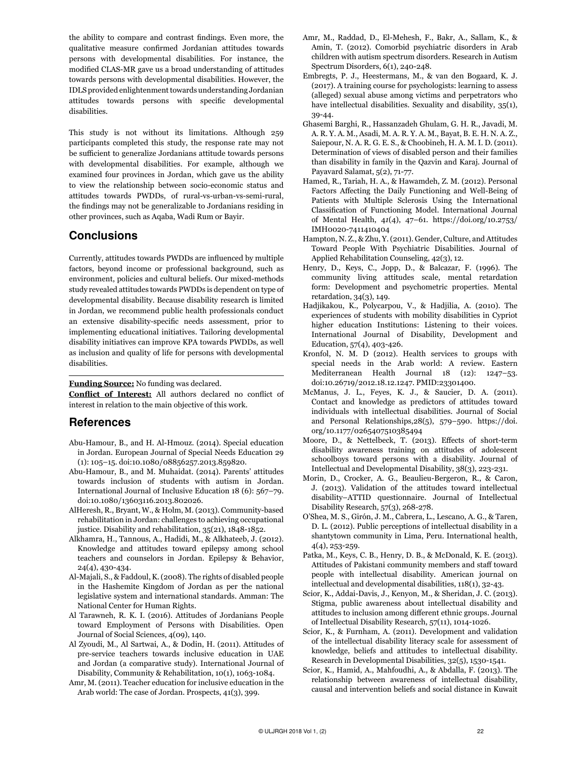the ability to compare and contrast findings. Even more, the qualitative measure confirmed Jordanian attitudes towards persons with developmental disabilities. For instance, the modified CLAS-MR gave us a broad understanding of attitudes towards persons with developmental disabilities. However, the IDLS provided enlightenment towards understanding Jordanian attitudes towards persons with specific developmental disabilities.

This study is not without its limitations. Although 259 participants completed this study, the response rate may not be sufficient to generalize Jordanians attitude towards persons with developmental disabilities. For example, although we examined four provinces in Jordan, which gave us the ability to view the relationship between socio-economic status and attitudes towards PWDDs, of rural-vs-urban-vs-semi-rural, the findings may not be generalizable to Jordanians residing in other provinces, such as Aqaba, Wadi Rum or Bayir.

## Conclusions

Currently, attitudes towards PWDDs are influenced by multiple factors, beyond income or professional background, such as environment, policies and cultural beliefs. Our mixed-methods study revealed attitudes towards PWDDs is dependent on type of developmental disability. Because disability research is limited in Jordan, we recommend public health professionals conduct an extensive disability-specific needs assessment, prior to implementing educational initiatives. Tailoring developmental disability initiatives can improve KPA towards PWDDs, as well as inclusion and quality of life for persons with developmental disabilities.

**Funding Source:** No funding was declared.
**Conflict of Interest:** All authors declared no conflict of interest in relation to the main objective of this work.

## References

Abu-Hamour, B., and H. Al-Hmouz. (2014). Special education in Jordan. European Journal of Special Needs Education 29 (1): 105–15. doi:10.1080/08856257.2013.859820.

Abu-Hamour, B., and M. Muhaidat. (2014). Parents' attitudes towards inclusion of students with autism in Jordan. International Journal of Inclusive Education 18 (6): 567–79. doi:10.1080/13603116.2013.802026.

AlHeresh, R., Bryant, W., & Holm, M. (2013). Community-based rehabilitation in Jordan: challenges to achieving occupational justice. Disability and rehabilitation, 35(21), 1848-1852.

Alkhamra, H., Tannous, A., Hadidi, M., & Alkhateeb, J. (2012). Knowledge and attitudes toward epilepsy among school teachers and counselors in Jordan. Epilepsy & Behavior, 24(4), 430-434.

Al-Majali, S., & Faddoul, K. (2008). The rights of disabled people in the Hashemite Kingdom of Jordan as per the national legislative system and international standards. Amman: The National Center for Human Rights.

Al Tarawneh, R. K. I. (2016). Attitudes of Jordanians People toward Employment of Persons with Disabilities. Open Journal of Social Sciences, 4(09), 140.

Al Zyoudi, M., Al Sartwai, A., & Dodin, H. (2011). Attitudes of pre-service teachers towards inclusive education in UAE and Jordan (a comparative study). International Journal of Disability, Community & Rehabilitation, 10(1), 1063-1084.

Amr, M. (2011). Teacher education for inclusive education in the Arab world: The case of Jordan. Prospects, 41(3), 399.

Amr, M., Raddad, D., El-Mehesh, F., Bakr, A., Sallam, K., & Amin, T. (2012). Comorbid psychiatric disorders in Arab children with autism spectrum disorders. Research in Autism Spectrum Disorders, 6(1), 240-248.

Embregts, P. J., Heestermans, M., & van den Bogaard, K. J. (2017). A training course for psychologists: learning to assess (alleged) sexual abuse among victims and perpetrators who have intellectual disabilities. Sexuality and disability, 35(1), 39-44.

Ghasemi Barghi, R., Hassanzadeh Ghulam, G. H. R., Javadi, M. A. R. Y. A. M., Asadi, M. A. R. Y. A. M., Bayat, B. E. H. N. A. Z., Saiepour, N. A. R. G. E. S., & Choobineh, H. A. M. I. D. (2011). Determination of views of disabled person and their families than disability in family in the Qazvin and Karaj. Journal of Payavard Salamat, 5(2), 71-77.

Hamed, R., Tariah, H. A., & Hawamdeh, Z. M. (2012). Personal Factors Affecting the Daily Functioning and Well-Being of Patients with Multiple Sclerosis Using the International Classification of Functioning Model. International Journal of Mental Health, 41(4), 47–61. https://doi.org/10.2753/IMH0020-7411410404

Hampton, N. Z., & Zhu, Y. (2011). Gender, Culture, and Attitudes Toward People With Psychiatric Disabilities. Journal of Applied Rehabilitation Counseling, 42(3), 12.

Henry, D., Keys, C., Jopp, D., & Balcazar, F. (1996). The community living attitudes scale, mental retardation form: Development and psychometric properties. Mental retardation, 34(3), 149.

Hadjikakou, K., Polycarpou, V., & Hadjilia, A. (2010). The experiences of students with mobility disabilities in Cypriot higher education Institutions: Listening to their voices. International Journal of Disability, Development and Education, 57(4), 403-426.

Kronfol, N. M. D (2012). Health services to groups with special needs in the Arab world: A review. Eastern Mediterranean Health Journal 18 (12): 1247–53. doi:10.26719/2012.18.12.1247. PMID:23301400.

McManus, J. L., Feyes, K. J., & Saucier, D. A. (2011). Contact and knowledge as predictors of attitudes toward individuals with intellectual disabilities. Journal of Social and Personal Relationships,28(5), 579–590. https://doi.org/10.1177/0265407510385494

Moore, D., & Nettelbeck, T. (2013). Effects of short-term disability awareness training on attitudes of adolescent schoolboys toward persons with a disability. Journal of Intellectual and Developmental Disability, 38(3), 223-231.

Morin, D., Crocker, A. G., Beaulieu-Bergeron, R., & Caron, J. (2013). Validation of the attitudes toward intellectual disability–ATTID questionnaire. Journal of Intellectual Disability Research, 57(3), 268-278.

O'Shea, M. S., Girón, J. M., Cabrera, L., Lescano, A. G., & Taren, D. L. (2012). Public perceptions of intellectual disability in a shantytown community in Lima, Peru. International health, 4(4), 253-259.

Patka, M., Keys, C. B., Henry, D. B., & McDonald, K. E. (2013). Attitudes of Pakistani community members and staff toward people with intellectual disability. American journal on intellectual and developmental disabilities, 118(1), 32-43.

Scior, K., Addai-Davis, J., Kenyon, M., & Sheridan, J. C. (2013). Stigma, public awareness about intellectual disability and attitudes to inclusion among different ethnic groups. Journal of Intellectual Disability Research, 57(11), 1014-1026.

Scior, K., & Furnham, A. (2011). Development and validation of the intellectual disability literacy scale for assessment of knowledge, beliefs and attitudes to intellectual disability. Research in Developmental Disabilities, 32(5), 1530-1541.

Scior, K., Hamid, A., Mahfoudhi, A., & Abdalla, F. (2013). The relationship between awareness of intellectual disability, causal and intervention beliefs and social distance in Kuwait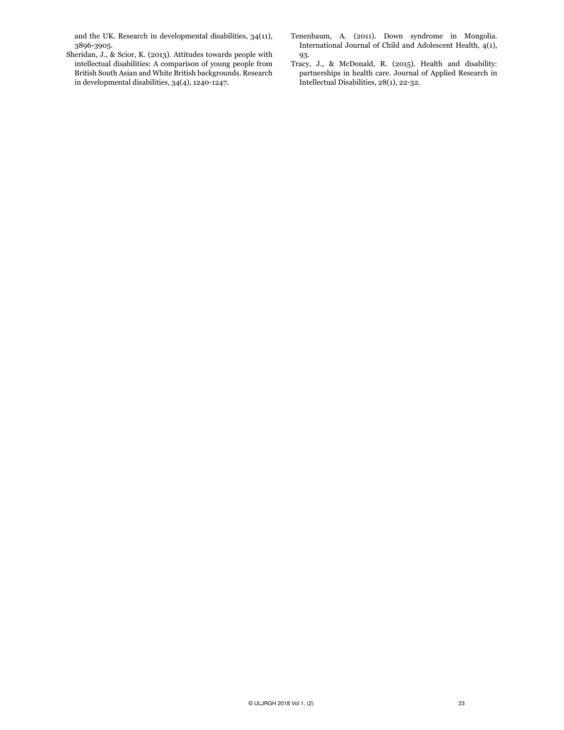and the UK. Research in developmental disabilities, 34(11), 3896-3905.

Sheridan, J., & Scior, K. (2013). Attitudes towards people with intellectual disabilities: A comparison of young people from British South Asian and White British backgrounds. Research in developmental disabilities, 34(4), 1240-1247.

Tenenbaum, A. (2011). Down syndrome in Mongolia. International Journal of Child and Adolescent Health, 4(1), 93.

Tracy, J., & McDonald, R. (2015). Health and disability: partnerships in health care. Journal of Applied Research in Intellectual Disabilities, 28(1), 22-32.